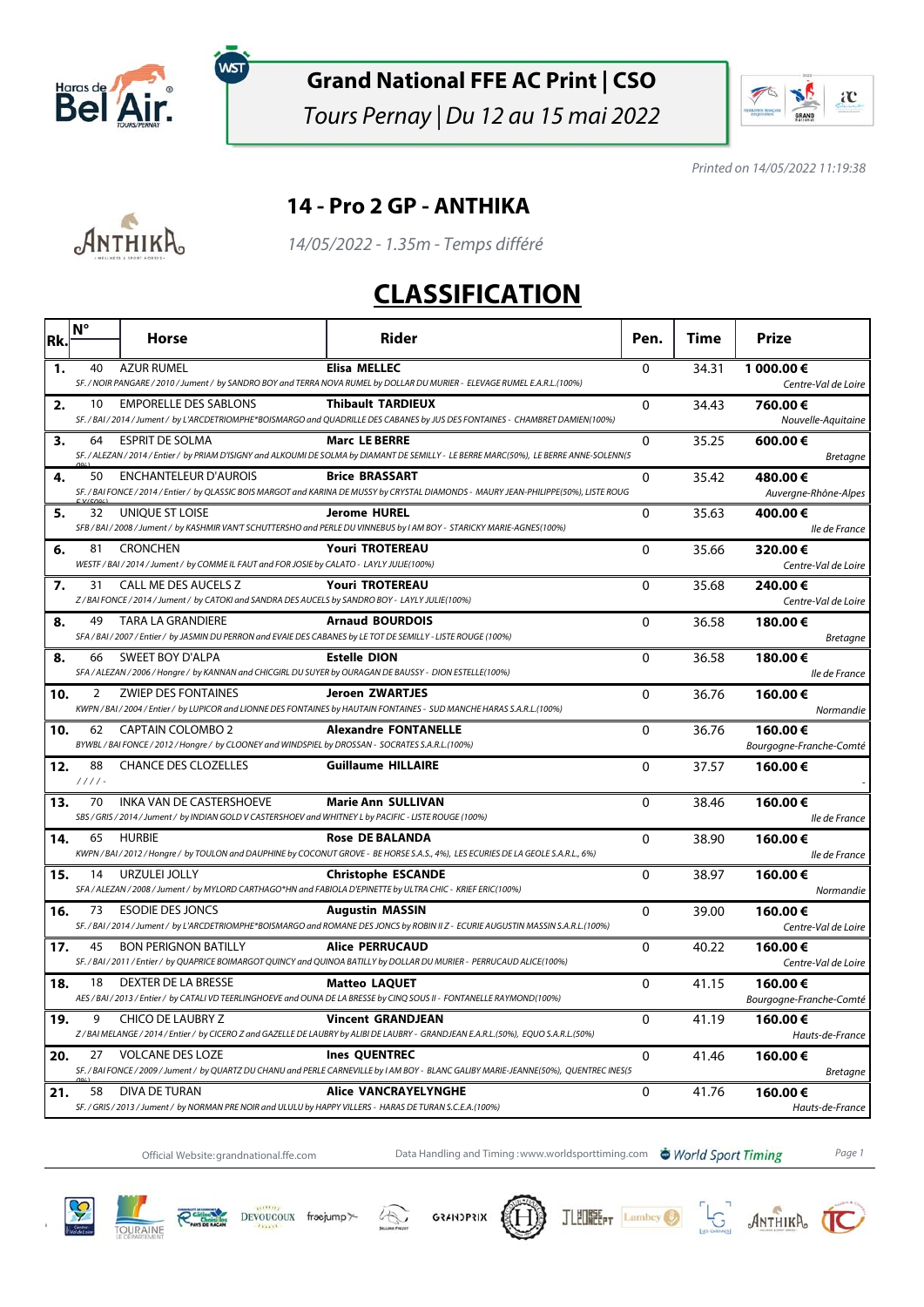# Grand National FFE AC Print | CSO

*Tours Pernay | Du 12 au 15 mai 2022*

*Printed on 14/05/2022 11:19:38*

## 14 - Pro 2 GP - ANTHIKA

*14/05/2022 - 1.35m - Temps différé*

# CLASSIFICATION

| Rk. | N° | Horse | Rider | Pen. | Time | Prize |
|---|---|---|---|---|---|---|
| 1. | 40 | AZUR RUMEL<br>SF. / NOIR PANGARE / 2010 / Jument / by SANDRO BOY and TERRA NOVA RUMEL by DOLLAR DU MURIER - ELEVAGE RUMEL E.A.R.L.(100%) | **Elisa MELLEC** | 0 | 34.31 | **1 000.00 €**<br>Centre-Val de Loire |
| 2. | 10 | EMPORELLE DES SABLONS<br>SF. / BAI / 2014 / Jument / by L'ARCDETRIOMPHE*BOISMARGO and QUADRILLE DES CABANES by JUS DES FONTAINES - CHAMBRET DAMIEN(100%) | **Thibault TARDIEUX** | 0 | 34.43 | **760.00 €**<br>Nouvelle-Aquitaine |
| 3. | 64 | ESPRIT DE SOLMA<br>SF. / ALEZAN / 2014 / Entier / by PRIAM D'ISIGNY and ALKOUMI DE SOLMA by DIAMANT DE SEMILLY - LE BERRE MARC(50%), LE BERRE ANNE-SOLENN(50%) | **Marc LE BERRE** | 0 | 35.25 | **600.00 €**<br>Bretagne |
| 4. | 50 | ENCHANTELEUR D'AUROIS<br>SF. / BAI FONCE / 2014 / Entier / by QLASSIC BOIS MARGOT and KARINA DE MUSSY by CRYSTAL DIAMONDS - MAURY JEAN-PHILIPPE(50%), LISTE ROUGE(50%) | **Brice BRASSART** | 0 | 35.42 | **480.00 €**<br>Auvergne-Rhône-Alpes |
| 5. | 32 | UNIQUE ST LOISE<br>SFB / BAI / 2008 / Jument / by KASHMIR VAN'T SCHUTTERSHO and PERLE DU VINNEBUS by I AM BOY - STARICKY MARIE-AGNES(100%) | **Jerome HUREL** | 0 | 35.63 | **400.00 €**<br>Ile de France |
| 6. | 81 | CRONCHEN<br>WESTF / BAI / 2014 / Jument / by COMME IL FAUT and FOR JOSIE by CALATO - LAYLY JULIE(100%) | **Youri TROTEREAU** | 0 | 35.66 | **320.00 €**<br>Centre-Val de Loire |
| 7. | 31 | CALL ME DES AUCELS Z<br>Z / BAI FONCE / 2014 / Jument / by CATOKI and SANDRA DES AUCELS by SANDRO BOY - LAYLY JULIE(100%) | **Youri TROTEREAU** | 0 | 35.68 | **240.00 €**<br>Centre-Val de Loire |
| 8. | 49 | TARA LA GRANDIERE<br>SFA / BAI / 2007 / Entier / by JASMIN DU PERRON and EVAIE DES CABANES by LE TOT DE SEMILLY - LISTE ROUGE (100%) | **Arnaud BOURDOIS** | 0 | 36.58 | **180.00 €**<br>Bretagne |
| 8. | 66 | SWEET BOY D'ALPA<br>SFA / ALEZAN / 2006 / Hongre / by KANNAN and CHICGIRL DU SUYER by OURAGAN DE BAUSSY - DION ESTELLE(100%) | **Estelle DION** | 0 | 36.58 | **180.00 €**<br>Ile de France |
| 10. | 2 | ZWIEP DES FONTAINES<br>KWPN / BAI / 2004 / Entier / by LUPICOR and LIONNE DES FONTAINES by HAUTAIN FONTAINES - SUD MANCHE HARAS S.A.R.L.(100%) | **Jeroen ZWARTJES** | 0 | 36.76 | **160.00 €**<br>Normandie |
| 10. | 62 | CAPTAIN COLOMBO 2<br>BYWBL / BAI FONCE / 2012 / Hongre / by CLOONEY and WINDSPIEL by DROSSAN - SOCRATES S.A.R.L.(100%) | **Alexandre FONTANELLE** | 0 | 36.76 | **160.00 €**<br>Bourgogne-Franche-Comté |
| 12. | 88 | CHANCE DES CLOZELLES<br>/ / / / - | **Guillaume HILLAIRE** | 0 | 37.57 | **160.00 €**<br>- |
| 13. | 70 | INKA VAN DE CASTERSHOEVE<br>SBS / GRIS / 2014 / Jument / by INDIAN GOLD V CASTERSHOEV and WHITNEY L by PACIFIC - LISTE ROUGE (100%) | **Marie Ann SULLIVAN** | 0 | 38.46 | **160.00 €**<br>Ile de France |
| 14. | 65 | HURBIE<br>KWPN / BAI / 2012 / Hongre / by TOULON and DAUPHINE by COCONUT GROVE - BE HORSE S.A.S., 4%), LES ECURIES DE LA GEOLE S.A.R.L., 6%) | **Rose DE BALANDA** | 0 | 38.90 | **160.00 €**<br>Ile de France |
| 15. | 14 | URZULEI JOLLY<br>SFA / ALEZAN / 2008 / Jument / by MYLORD CARTHAGO*HN and FABIOLA D'EPINETTE by ULTRA CHIC - KRIEF ERIC(100%) | **Christophe ESCANDE** | 0 | 38.97 | **160.00 €**<br>Normandie |
| 16. | 73 | ESODIE DES JONCS<br>SF. / BAI / 2014 / Jument / by L'ARCDETRIOMPHE*BOISMARGO and ROMANE DES JONCS by ROBIN II Z - ECURIE AUGUSTIN MASSIN S.A.R.L.(100%) | **Augustin MASSIN** | 0 | 39.00 | **160.00 €**<br>Centre-Val de Loire |
| 17. | 45 | BON PERIGNON BATILLY<br>SF. / BAI / 2011 / Entier / by QUAPRICE BOIMARGOT QUINCY and QUINOA BATILLY by DOLLAR DU MURIER - PERRUCAUD ALICE(100%) | **Alice PERRUCAUD** | 0 | 40.22 | **160.00 €**<br>Centre-Val de Loire |
| 18. | 18 | DEXTER DE LA BRESSE<br>AES / BAI / 2013 / Entier / by CATALI VD TEERLINGHOEVE and OUNA DE LA BRESSE by CINQ SOUS II - FONTANELLE RAYMOND(100%) | **Matteo LAQUET** | 0 | 41.15 | **160.00 €**<br>Bourgogne-Franche-Comté |
| 19. | 9 | CHICO DE LAUBRY Z<br>Z / BAI MELANGE / 2014 / Entier / by CICERO Z and GAZELLE DE LAUBRY by ALIBI DE LAUBRY - GRANDJEAN E.A.R.L.(50%), EQUO S.A.R.L.(50%) | **Vincent GRANDJEAN** | 0 | 41.19 | **160.00 €**<br>Hauts-de-France |
| 20. | 27 | VOLCANE DES LOZE<br>SF. / BAI FONCE / 2009 / Jument / by QUARTZ DU CHANU and PERLE CARNEVILLE by I AM BOY - BLANC GALIBY MARIE-JEANNE(50%), QUENTREC INES(50%) | **Ines QUENTREC** | 0 | 41.46 | **160.00 €**<br>Bretagne |
| 21. | 58 | DIVA DE TURAN<br>SF. / GRIS / 2013 / Jument / by NORMAN PRE NOIR and ULULU by HAPPY VILLERS - HARAS DE TURAN S.C.E.A.(100%) | **Alice VANCRAYELYNGHE** | 0 | 41.76 | **160.00 €**<br>Hauts-de-France |

Official Website: grandnational.ffe.com — Data Handling and Timing : www.worldsporttiming.com — World Sport Timing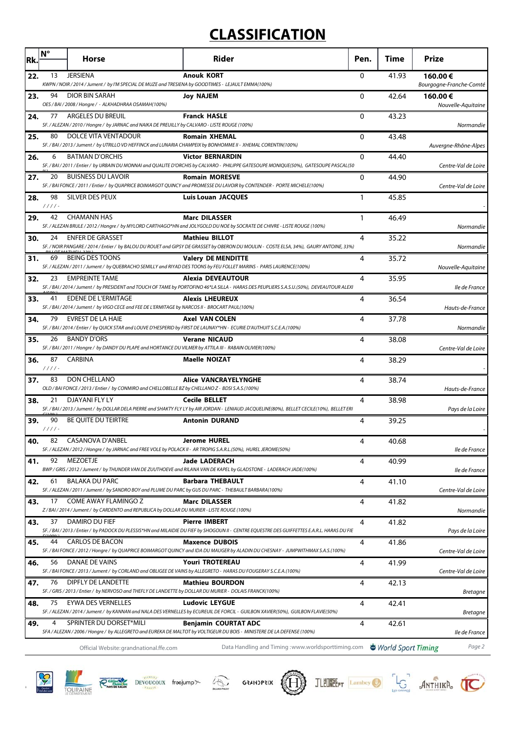# CLASSIFICATION

| Rk. | N° | Horse | Rider | Pen. | Time | Prize |
|---|---|---|---|---|---|---|
| 22. | 13 | JERSIENA<br>*KWPN / NOIR / 2014 / Jument / by I'M SPECIAL DE MUZE and TRESIENA by GOODTIMES - LEJAULT EMMA(100%)* | **Anouk KORT** | 0 | 41.93 | **160.00 €**<br>*Bourgogne-Franche-Comté* |
| 23. | 94 | DIOR BIN SARAH<br>*OES / BAI / 2008 / Hongre / - ALKHADHRAA OSAMAH(100%)* | **Joy NAJEM** | 0 | 42.64 | **160.00 €**<br>*Nouvelle-Aquitaine* |
| 24. | 77 | ARGELES DU BREUIL<br>*SF. / ALEZAN / 2010 / Hongre / by JARNAC and NAIKA DE PREUILLY by CALVARO - LISTE ROUGE (100%)* | **Franck HASLE** | 0 | 43.23 | *Normandie* |
| 25. | 80 | DOLCE VITA VENTADOUR<br>*SF. / BAI / 2013 / Jument / by UTRILLO VD HEFFINCK and LUNARIA CHAMPEIX by BONHOMME II - XHEMAL CORENTIN(100%)* | **Romain XHEMAL** | 0 | 43.48 | *Auvergne-Rhône-Alpes* |
| 26. | 6 | BATMAN D'ORCHIS<br>*SF. / BAI / 2011 / Entier / by URBAIN DU MONNAI and QUALITE D'ORCHIS by CALVARO - PHILIPPE GATESOUPE MONIQUE(50%), GATESOUPE PASCAL(50* | **Victor BERNARDIN** | 0 | 44.40 | *Centre-Val de Loire* |
| 27. | 20 | BUISNESS DU LAVOIR<br>*SF. / BAI FONCE / 2011 / Entier / by QUAPRICE BOIMARGOT QUINCY and PROMESSE DU LAVOIR by CONTENDER - PORTE MICHELE(100%)* | **Romain MORESVE** | 0 | 44.90 | *Centre-Val de Loire* |
| 28. | 98 | SILVER DES PEUX<br>*/ / / / -* | **Luis Louan JACQUES** | 1 | 45.85 | - |
| 29. | 42 | CHAMANN HAS<br>*SF. / ALEZAN BRULE / 2012 / Hongre / by MYLORD CARTHAGO*HN and JOLYGOLD DU NOE by SOCRATE DE CHIVRE - LISTE ROUGE (100%)* | **Marc DILASSER** | 1 | 46.49 | *Normandie* |
| 30. | 24 | ENFER DE GRASSET<br>*SF. / NOIR PANGARE / 2014 / Entier / by BALOU DU ROUET and GIPSY DE GRASSET by OBERON DU MOULIN - COSTE ELSA, 34%), GAURY ANTOINE, 33%)* | **Mathieu BILLOT** | 4 | 35.22 | *Normandie* |
| 31. | 69 | BEING DES TOONS<br>*SF. / ALEZAN / 2011 / Jument / by QUEBRACHO SEMILLY and RIYAD DES TOONS by FEU FOLLET MARINS - PARIS LAURENCE(100%)* | **Valery DE MENDITTE** | 4 | 35.72 | *Nouvelle-Aquitaine* |
| 32. | 23 | EMPREINTE TAME<br>*SF. / BAI / 2014 / Jument / by PRESIDENT and TOUCH OF TAME by PORTOFINO 46*LA SILLA - HARAS DES PEUPLIERS S.A.S.U.(50%), DEVEAUTOUR ALEXI* | **Alexia DEVEAUTOUR** | 4 | 35.95 | *Ile de France* |
| 33. | 41 | EDENE DE L'ERMITAGE<br>*SF. / BAI / 2014 / Jument / by VIGO CECE and FEE DE L'ERMITAGE by NARCOS II - BROCART PAUL(100%)* | **Alexis LHEUREUX** | 4 | 36.54 | *Hauts-de-France* |
| 34. | 79 | EVREST DE LA HAIE<br>*SF. / BAI / 2014 / Entier / by QUICK STAR and LOUVE D'HESPERID by FIRST DE LAUNAY*HN - ECURIE D'AUTHUIT S.C.E.A.(100%)* | **Axel VAN COLEN** | 4 | 37.78 | *Normandie* |
| 35. | 26 | BANDY D'ORS<br>*SF. / BAI / 2011 / Hongre / by DANDY DU PLAPE and HORTANCE DU VILMER by ATTILA III - RABAIN OLIVIER(100%)* | **Verane NICAUD** | 4 | 38.08 | *Centre-Val de Loire* |
| 36. | 87 | CARBINA<br>*/ / / / -* | **Maelle NOIZAT** | 4 | 38.29 | - |
| 37. | 83 | DON CHELLANO<br>*OLD / BAI FONCE / 2013 / Entier / by CONMIRO and CHELLOBELLE BZ by CHELLANO Z - BDSI S.A.S.(100%)* | **Alice VANCRAYELYNGHE** | 4 | 38.74 | *Hauts-de-France* |
| 38. | 21 | DJAYANI FLY LY<br>*SF. / BAI / 2013 / Jument / by DOLLAR DELA PIERRE and SHAKTY FLY LY by AIR JORDAN - LENIAUD JACQUELINE(80%), BELLET CECILE(10%), BELLET ERI* | **Cecile BELLET** | 4 | 38.98 | *Pays de la Loire* |
| 39. | 90 | BE QUITE DU TEIRTRE<br>*/ / / / -* | **Antonin DURAND** | 4 | 39.25 | - |
| 40. | 82 | CASANOVA D'ANBEL<br>*SF. / ALEZAN / 2012 / Hongre / by JARNAC and FREE VOLE by POLACK II - AR TROPIG S.A.R.L.(50%), HUREL JEROME(50%)* | **Jerome HUREL** | 4 | 40.68 | *Ile de France* |
| 41. | 92 | MEZOETJE<br>*BWP / GRIS / 2012 / Jument / by THUNDER VAN DE ZUUTHOEVE and RILANA VAN DE KAPEL by GLADSTONE - LADERACH JADE(100%)* | **Jade LADERACH** | 4 | 40.99 | *Ile de France* |
| 42. | 61 | BALAKA DU PARC<br>*SF. / ALEZAN / 2011 / Jument / by SANDRO BOY and PLUME DU PARC by GUS DU PARC - THEBAULT BARBARA(100%)* | **Barbara THEBAULT** | 4 | 41.10 | *Centre-Val de Loire* |
| 43. | 17 | COME AWAY FLAMINGO Z<br>*Z / BAI / 2014 / Jument / by CARDENTO and REPUBLICA by DOLLAR DU MURIER - LISTE ROUGE (100%)* | **Marc DILASSER** | 4 | 41.82 | *Normandie* |
| 43. | 37 | DAMIRO DU FIEF<br>*SF. / BAI / 2013 / Entier / by PADOCK DU PLESSIS*HN and MILAIDIE DU FIEF by SHOGOUN II - CENTRE EQUESTRE DES GUIFFETTES E.A.R.L. HARAS DU FIE* | **Pierre IMBERT** | 4 | 41.82 | *Pays de la Loire* |
| 45. | 44 | CARLOS DE BACON<br>*SF. / BAI FONCE / 2012 / Hongre / by QUAPRICE BOIMARGOT QUINCY and IDA DU MAUGER by ALADIN DU CHESNAY - JUMPWITHMAX S.A.S.(100%)* | **Maxence DUBOIS** | 4 | 41.86 | *Centre-Val de Loire* |
| 46. | 56 | DANAE DE VAINS<br>*SF. / BAI FONCE / 2013 / Jument / by CORLAND and OBLIGEE DE VAINS by ALLEGRETO - HARAS DU FOUGERAY S.C.E.A.(100%)* | **Youri TROTEREAU** | 4 | 41.99 | *Centre-Val de Loire* |
| 47. | 76 | DIPFLY DE LANDETTE<br>*SF. / GRIS / 2013 / Entier / by NERVOSO and THEFLY DE LANDETTE by DOLLAR DU MURIER - DOLAIS FRANCK(100%)* | **Mathieu BOURDON** | 4 | 42.13 | *Bretagne* |
| 48. | 75 | EYWA DES VERNELLES<br>*SF. / ALEZAN / 2014 / Jument / by KANNAN and NALA DES VERNELLES by ECUREUIL DE FORCIL - GUILBON XAVIER(50%), GUILBON FLAVIE(50%)* | **Ludovic LEYGUE** | 4 | 42.41 | *Bretagne* |
| 49. | 4 | SPRINTER DU DORSET*MILI<br>*SFA / ALEZAN / 2006 / Hongre / by ALLEGRETO and EUREKA DE MALTOT by VOLTIGEUR DU BOIS - MINISTERE DE LA DEFENSE (100%)* | **Benjamin COURTAT ADC** | 4 | 42.61 | *Ile de France* |

Official Website: grandnational.ffe.com — Data Handling and Timing : www.worldsporttiming.com — World Sport Timing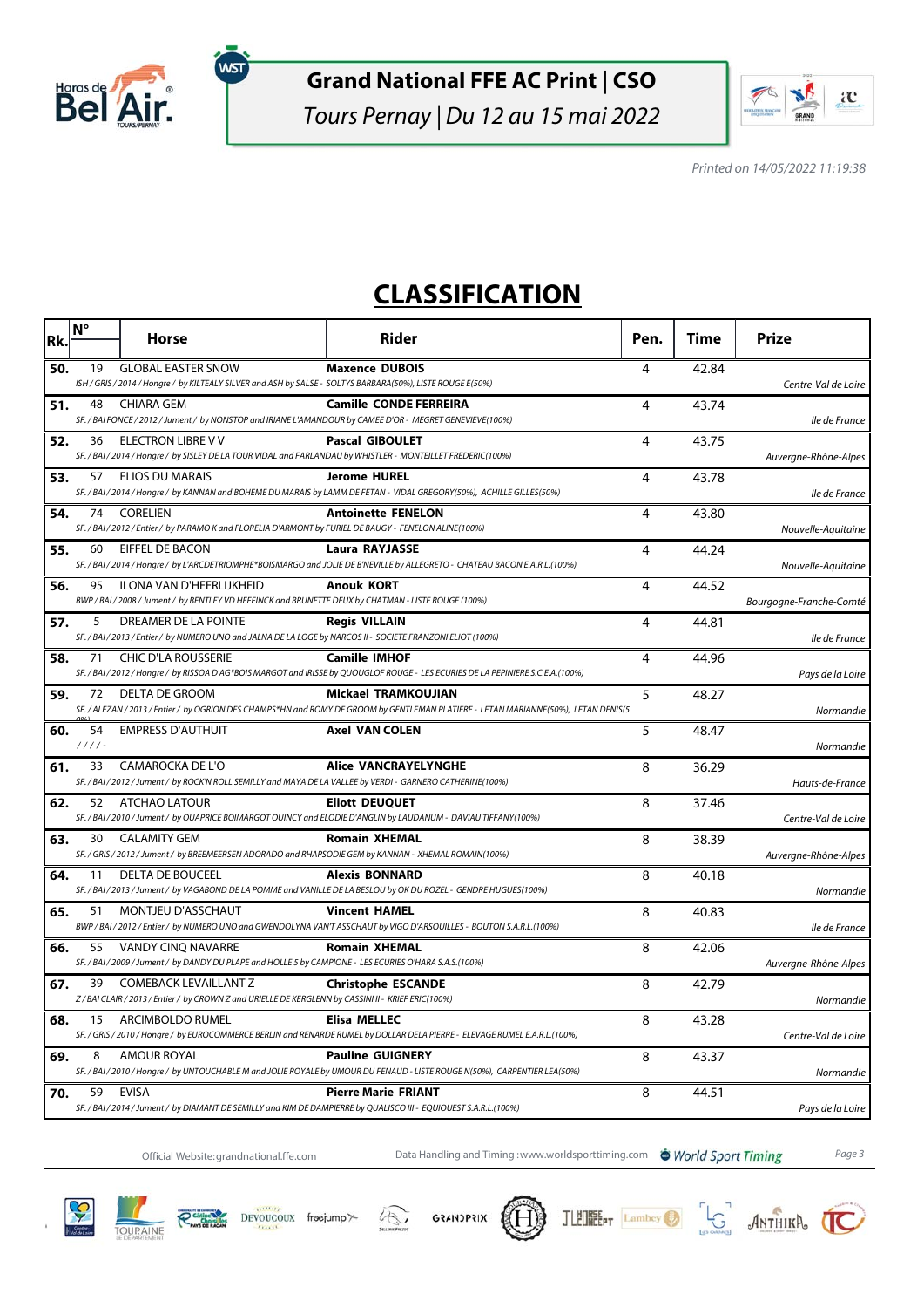# Grand National FFE AC Print | CSO

*Tours Pernay | Du 12 au 15 mai 2022*

*Printed on 14/05/2022 11:19:38*

## CLASSIFICATION

| Rk. | N° | Horse | Rider | Pen. | Time | Prize |
|---|---|---|---|---|---|---|
| 50. | 19 | GLOBAL EASTER SNOW<br>*ISH / GRIS / 2014 / Hongre / by KILTEALY SILVER and ASH by SALSE - SOLTYS BARBARA(50%), LISTE ROUGE E(50%)* | **Maxence DUBOIS** | 4 | 42.84 | *Centre-Val de Loire* |
| 51. | 48 | CHIARA GEM<br>*SF. / BAI FONCE / 2012 / Jument / by NONSTOP and IRIANE L'AMANDOUR by CAMEE D'OR - MEGRET GENEVIEVE(100%)* | **Camille CONDE FERREIRA** | 4 | 43.74 | *Ile de France* |
| 52. | 36 | ELECTRON LIBRE V V<br>*SF. / BAI / 2014 / Hongre / by SISLEY DE LA TOUR VIDAL and FARLANDAU by WHISTLER - MONTEILLET FREDERIC(100%)* | **Pascal GIBOULET** | 4 | 43.75 | *Auvergne-Rhône-Alpes* |
| 53. | 57 | ELIOS DU MARAIS<br>*SF. / BAI / 2014 / Hongre / by KANNAN and BOHEME DU MARAIS by LAMM DE FETAN - VIDAL GREGORY(50%), ACHILLE GILLES(50%)* | **Jerome HUREL** | 4 | 43.78 | *Ile de France* |
| 54. | 74 | CORELIEN<br>*SF. / BAI / 2012 / Entier / by PARAMO K and FLORELIA D'ARMONT by FURIEL DE BAUGY - FENELON ALINE(100%)* | **Antoinette FENELON** | 4 | 43.80 | *Nouvelle-Aquitaine* |
| 55. | 60 | EIFFEL DE BACON<br>*SF. / BAI / 2014 / Hongre / by L'ARCDETRIOMPHE\*BOISMARGO and JOLIE DE B'NEVILLE by ALLEGRETO - CHATEAU BACON E.A.R.L.(100%)* | **Laura RAYJASSE** | 4 | 44.24 | *Nouvelle-Aquitaine* |
| 56. | 95 | ILONA VAN D'HEERLIJKHEID<br>*BWP / BAI / 2008 / Jument / by BENTLEY VD HEFFINCK and BRUNETTE DEUX by CHATMAN - LISTE ROUGE (100%)* | **Anouk KORT** | 4 | 44.52 | *Bourgogne-Franche-Comté* |
| 57. | 5 | DREAMER DE LA POINTE<br>*SF. / BAI / 2013 / Entier / by NUMERO UNO and JALNA DE LA LOGE by NARCOS II - SOCIETE FRANZONI ELIOT (100%)* | **Regis VILLAIN** | 4 | 44.81 | *Ile de France* |
| 58. | 71 | CHIC D'LA ROUSSERIE<br>*SF. / BAI / 2012 / Hongre / by RISSOA D'AG\*BOIS MARGOT and IRISSE by QUOUGLOF ROUGE - LES ECURIES DE LA PEPINIERE S.C.E.A.(100%)* | **Camille IMHOF** | 4 | 44.96 | *Pays de la Loire* |
| 59. | 72 | DELTA DE GROOM<br>*SF. / ALEZAN / 2013 / Entier / by OGRION DES CHAMPS\*HN and ROMY DE GROOM by GENTLEMAN PLATIERE - LETAN MARIANNE(50%), LETAN DENIS(50%)* | **Mickael TRAMKOUJIAN** | 5 | 48.27 | *Normandie* |
| 60. | 54 | EMPRESS D'AUTHUIT<br>*/ / / / -* | **Axel VAN COLEN** | 5 | 48.47 | *Normandie* |
| 61. | 33 | CAMAROCKA DE L'O<br>*SF. / BAI / 2012 / Jument / by ROCK'N ROLL SEMILLY and MAYA DE LA VALLEE by VERDI - GARNERO CATHERINE(100%)* | **Alice VANCRAYELYNGHE** | 8 | 36.29 | *Hauts-de-France* |
| 62. | 52 | ATCHAO LATOUR<br>*SF. / BAI / 2010 / Jument / by QUAPRICE BOIMARGOT QUINCY and ELODIE D'ANGLIN by LAUDANUM - DAVIAU TIFFANY(100%)* | **Eliott DEUQUET** | 8 | 37.46 | *Centre-Val de Loire* |
| 63. | 30 | CALAMITY GEM<br>*SF. / GRIS / 2012 / Jument / by BREEMEERSEN ADORADO and RHAPSODIE GEM by KANNAN - XHEMAL ROMAIN(100%)* | **Romain XHEMAL** | 8 | 38.39 | *Auvergne-Rhône-Alpes* |
| 64. | 11 | DELTA DE BOUCEEL<br>*SF. / BAI / 2013 / Jument / by VAGABOND DE LA POMME and VANILLE DE LA BESLOU by OK DU ROZEL - GENDRE HUGUES(100%)* | **Alexis BONNARD** | 8 | 40.18 | *Normandie* |
| 65. | 51 | MONTJEU D'ASSCHAUT<br>*BWP / BAI / 2012 / Entier / by NUMERO UNO and GWENDOLYNA VAN'T ASSCHAUT by VIGO D'ARSOUILLES - BOUTON S.A.R.L.(100%)* | **Vincent HAMEL** | 8 | 40.83 | *Ile de France* |
| 66. | 55 | VANDY CINQ NAVARRE<br>*SF. / BAI / 2009 / Jument / by DANDY DU PLAPE and HOLLE 5 by CAMPIONE - LES ECURIES O'HARA S.A.S.(100%)* | **Romain XHEMAL** | 8 | 42.06 | *Auvergne-Rhône-Alpes* |
| 67. | 39 | COMEBACK LEVAILLANT Z<br>*Z / BAI CLAIR / 2013 / Entier / by CROWN Z and URIELLE DE KERGLENN by CASSINI II - KRIEF ERIC(100%)* | **Christophe ESCANDE** | 8 | 42.79 | *Normandie* |
| 68. | 15 | ARCIMBOLDO RUMEL<br>*SF. / GRIS / 2010 / Hongre / by EUROCOMMERCE BERLIN and RENARDE RUMEL by DOLLAR DELA PIERRE - ELEVAGE RUMEL E.A.R.L.(100%)* | **Elisa MELLEC** | 8 | 43.28 | *Centre-Val de Loire* |
| 69. | 8 | AMOUR ROYAL<br>*SF. / BAI / 2010 / Hongre / by UNTOUCHABLE M and JOLIE ROYALE by UMOUR DU FENAUD - LISTE ROUGE N(50%), CARPENTIER LEA(50%)* | **Pauline GUIGNERY** | 8 | 43.37 | *Normandie* |
| 70. | 59 | EVISA<br>*SF. / BAI / 2014 / Jument / by DIAMANT DE SEMILLY and KIM DE DAMPIERRE by QUALISCO III - EQUIOUEST S.A.R.L.(100%)* | **Pierre Marie FRIANT** | 8 | 44.51 | *Pays de la Loire* |

Official Website: grandnational.ffe.com    Data Handling and Timing : www.worldsporttiming.com    World Sport Timing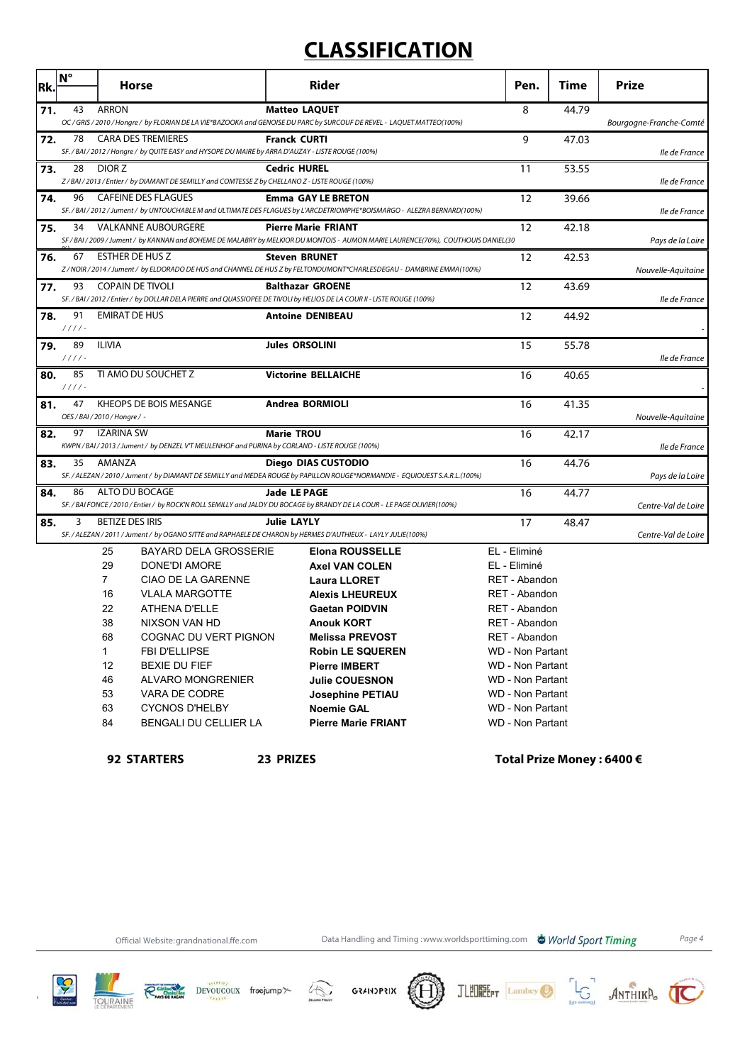# CLASSIFICATION

| Rk. | N° | Horse | Rider | Pen. | Time | Prize |
|---|---|---|---|---|---|---|
| 71. | 43 | ARRON<br>OC / GRIS / 2010 / Hongre / by FLORIAN DE LA VIE*BAZOOKA and GENOISE DU PARC by SURCOUF DE REVEL - LAQUET MATTEO(100%) | **Matteo LAQUET** | 8 | 44.79 | Bourgogne-Franche-Comté |
| 72. | 78 | CARA DES TREMIERES<br>SF. / BAI / 2012 / Hongre / by QUITE EASY and HYSOPE DU MAIRE by ARRA D'AUZAY - LISTE ROUGE (100%) | **Franck CURTI** | 9 | 47.03 | Ile de France |
| 73. | 28 | DIOR Z<br>Z / BAI / 2013 / Entier / by DIAMANT DE SEMILLY and COMTESSE Z by CHELLANO Z - LISTE ROUGE (100%) | **Cedric HUREL** | 11 | 53.55 | Ile de France |
| 74. | 96 | CAFEINE DES FLAGUES<br>SF. / BAI / 2012 / Jument / by UNTOUCHABLE M and ULTIMATE DES FLAGUES by L'ARCDETRIOMPHE*BOISMARGO - ALEZRA BERNARD(100%) | **Emma GAY LE BRETON** | 12 | 39.66 | Ile de France |
| 75. | 34 | VALKANNE AUBOURGERE<br>SF / BAI / 2009 / Jument / by KANNAN and BOHEME DE MALABRY by MELKIOR DU MONTOIS - AUMON MARIE LAURENCE(70%), COUTHOUIS DANIEL(30 | **Pierre Marie FRIANT** | 12 | 42.18 | Pays de la Loire |
| 76. | 67 | ESTHER DE HUS Z<br>Z / NOIR / 2014 / Jument / by ELDORADO DE HUS and CHANNEL DE HUS Z by FELTONDUMONT*CHARLESDEGAU - DAMBRINE EMMA(100%) | **Steven BRUNET** | 12 | 42.53 | Nouvelle-Aquitaine |
| 77. | 93 | COPAIN DE TIVOLI<br>SF. / BAI / 2012 / Entier / by DOLLAR DELA PIERRE and QUASSIOPEE DE TIVOLI by HELIOS DE LA COUR II - LISTE ROUGE (100%) | **Balthazar GROENE** | 12 | 43.69 | Ile de France |
| 78. | 91 | EMIRAT DE HUS<br>/ / / / - | **Antoine DENIBEAU** | 12 | 44.92 | - |
| 79. | 89 | ILIVIA<br>/ / / / - | **Jules ORSOLINI** | 15 | 55.78 | Ile de France |
| 80. | 85 | TI AMO DU SOUCHET Z<br>/ / / / - | **Victorine BELLAICHE** | 16 | 40.65 | - |
| 81. | 47 | KHEOPS DE BOIS MESANGE<br>OES / BAI / 2010 / Hongre / - | **Andrea BORMIOLI** | 16 | 41.35 | Nouvelle-Aquitaine |
| 82. | 97 | IZARINA SW<br>KWPN / BAI / 2013 / Jument / by DENZEL V'T MEULENHOF and PURINA by CORLAND - LISTE ROUGE (100%) | **Marie TROU** | 16 | 42.17 | Ile de France |
| 83. | 35 | AMANZA<br>SF. / ALEZAN / 2010 / Jument / by DIAMANT DE SEMILLY and MEDEA ROUGE by PAPILLON ROUGE*NORMANDIE - EQUIOUEST S.A.R.L.(100%) | **Diego DIAS CUSTODIO** | 16 | 44.76 | Pays de la Loire |
| 84. | 86 | ALTO DU BOCAGE<br>SF. / BAI FONCE / 2010 / Entier / by ROCK'N ROLL SEMILLY and JALDY DU BOCAGE by BRANDY DE LA COUR - LE PAGE OLIVIER(100%) | **Jade LE PAGE** | 16 | 44.77 | Centre-Val de Loire |
| 85. | 3 | BETIZE DES IRIS<br>SF. / ALEZAN / 2011 / Jument / by OGANO SITTE and RAPHAELE DE CHARON by HERMES D'AUTHIEUX - LAYLY JULIE(100%) | **Julie LAYLY** | 17 | 48.47 | Centre-Val de Loire |

| N° | Horse | Rider | Status |
|---|---|---|---|
| 25 | BAYARD DELA GROSSERIE | **Elona ROUSSELLE** | EL - Eliminé |
| 29 | DONE'DI AMORE | **Axel VAN COLEN** | EL - Eliminé |
| 7 | CIAO DE LA GARENNE | **Laura LLORET** | RET - Abandon |
| 16 | VLALA MARGOTTE | **Alexis LHEUREUX** | RET - Abandon |
| 22 | ATHENA D'ELLE | **Gaetan POIDVIN** | RET - Abandon |
| 38 | NIXSON VAN HD | **Anouk KORT** | RET - Abandon |
| 68 | COGNAC DU VERT PIGNON | **Melissa PREVOST** | RET - Abandon |
| 1 | FBI D'ELLIPSE | **Robin LE SQUEREN** | WD - Non Partant |
| 12 | BEXIE DU FIEF | **Pierre IMBERT** | WD - Non Partant |
| 46 | ALVARO MONGRENIER | **Julie COUESNON** | WD - Non Partant |
| 53 | VARA DE CODRE | **Josephine PETIAU** | WD - Non Partant |
| 63 | CYCNOS D'HELBY | **Noemie GAL** | WD - Non Partant |
| 84 | BENGALI DU CELLIER LA | **Pierre Marie FRIANT** | WD - Non Partant |

**92 STARTERS** **23 PRIZES** **Total Prize Money : 6400 €**

Official Website: grandnational.ffe.com Data Handling and Timing : www.worldsporttiming.com World Sport Timing